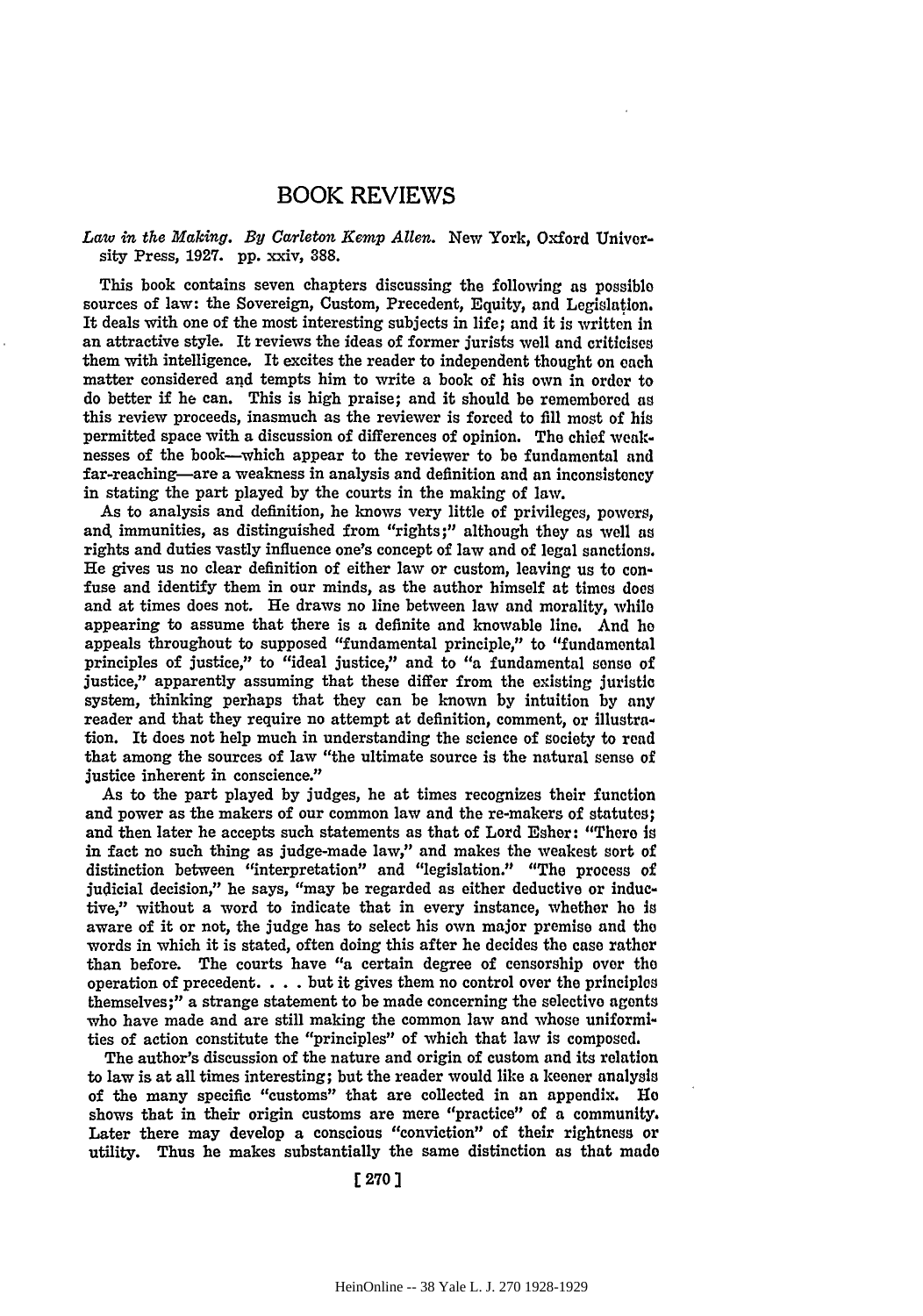# BOOK REVIEWS

*Law in the Making. By Carleton Kemp Allen.* New York, Oxford University Press, 1927. pp. xxiv, 388.

This book contains seven chapters discussing the following as possible sources of law: the Sovereign, Custom, Precedent, Equity, and Legislation. It deals with one of the most interesting subjects in life; and it is written in an attractive style. It reviews the ideas of former jurists well and criticises them with intelligence. It excites the reader to independent thought on each matter considered and tempts him to write a book of his own in order to do better if he can. This is high praise; and it should be remembered as this review proceeds, inasmuch as the reviewer is forced to fill most of his permitted space with a discussion of differences of opinion. The chief weaknesses of the book—which appear to the reviewer to be fundamental and far-reaching—are a weakness in analysis and definition and an inconsistency in stating the part played by the courts in the making of law.

As to analysis and definition, he knows very little of privileges, powers, and immunities, as distinguished from "rights;" although they as well as rights and duties vastly influence one's concept of law and of legal sanctions. He gives us no clear definition of either law or custom, leaving us to confuse and identify them in our minds, as the author himself at times does and at times does not. He draws no line between law and morality, while appearing to assume that there is a definite and knowable line. And he appeals throughout to supposed "fundamental principle," to "fundamental principles of justice," to "ideal justice," and to "a fundamental sense of justice," apparently assuming that these differ from the existing juristic system, thinking perhaps that they can be known by intuition by any reader and that they require no attempt at definition, comment, or illustration. It does not help much in understanding the science of society to read that among the sources of law "the ultimate source is the natural sense of justice inherent in conscience."

As to the part played by judges, he at times recognizes their function and power as the makers of our common law and the re-makers of statutes; and then later he accepts such statements as that of Lord Esher: "There is in fact no such thing as judge-made law," and makes the weakest sort of distinction between "interpretation" and "legislation." "The process of judicial decision," he says, "may be regarded as either deductive or inductive," without a word to indicate that in every instance, whether he is aware of it or not, the judge has to select his own major premise and the words in which it is stated, often doing this after he decides the case rather than before. The courts have "a certain degree of censorship over the operation of precedent. . . . but it gives them no control over the principles themselves;" a strange statement to be made concerning the selective agents who have made and are still making the common law and whose uniformities of action constitute the "principles" of which that law is composed.

The author's discussion of the nature and origin of custom and its relation to law is at all times interesting; but the reader would like a keener analysis of the many specific "customs" that are collected in an appendix. He shows that in their origin customs are mere "practice" of a community. Later there may develop a conscious "conviction" of their rightness or utility. Thus he makes substantially the same distinction as that made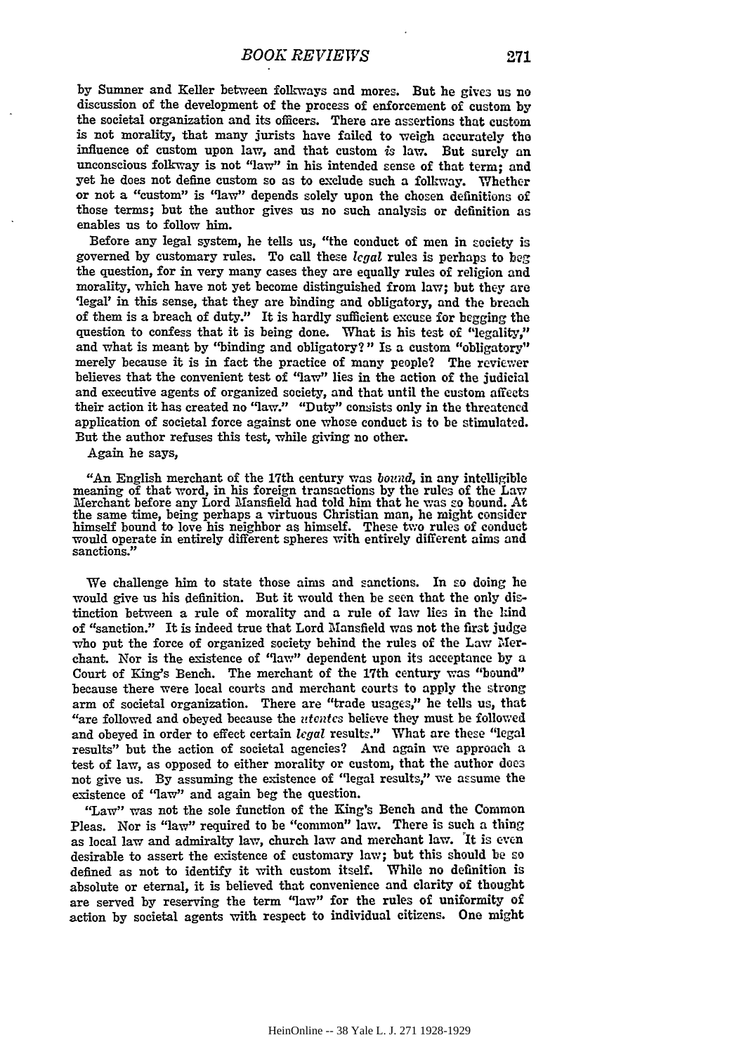by Sumner and Keller between folkways and mores. But he gives us no discussion of the development of the process of enforcement of custom by the societal organization and its officers. There are assertions that custom is not morality, that many jurists have failed to weigh accurately the influence of custom upon law, and that custom *is* law. But surely an unconscious folkway is not "law" in his intended sense of that term; and yet he does not define custom so as to exclude such a folkway. Whether or not a "custom" is "law" depends solely upon the chosen definitions of those terms; but the author gives us no such analysis or definition as enables us to follow him.

Before any legal system, he tells us, "the conduct of men in society is governed by customary rules. To call these *legal* rules is perhaps to beg the question, for in very many cases they are equally rules of religion and morality, which have not yet become distinguished from law; but they are 'legal' in this sense, that they are binding and obligatory, and the breach of them is a breach of duty." It is hardly sufficient excuse for begging the question to confess that it is being done. What is his test of "legality," and what is meant by "binding and obligatory?" Is a custom "obligatory" merely because it is in fact the practice of many people? The reviewer believes that the convenient test of "law" lies in the action of the judicial and executive agents of organized society, and that until the custom affects their action it has created no "law." "Duty" consists only in the threatened application of societal force against one whose conduct is to be stimulated. But the author refuses this test, while giving no other.

Again he says,

> "An English merchant of the 17th century was *bound*, in any intelligible meaning of that word, in his foreign transactions by the rules of the Law Merchant before any Lord Mansfield had told him that he was so bound. At the same time, being perhaps a virtuous Christian man, he might consider himself bound to love his neighbor as himself. These two rules of conduct would operate in entirely different spheres with entirely different aims and sanctions."

We challenge him to state those aims and sanctions. In so doing he would give us his definition. But it would then be seen that the only distinction between a rule of morality and a rule of law lies in the kind of "sanction." It is indeed true that Lord Mansfield was not the first judge who put the force of organized society behind the rules of the Law Merchant. Nor is the existence of "law" dependent upon its acceptance by a Court of King's Bench. The merchant of the 17th century was "bound" because there were local courts and merchant courts to apply the strong arm of societal organization. There are "trade usages," he tells us, that "are followed and obeyed because the *utentes* believe they must be followed and obeyed in order to effect certain *legal* results." What are these "legal results" but the action of societal agencies? And again we approach a test of law, as opposed to either morality or custom, that the author does not give us. By assuming the existence of "legal results," we assume the existence of "law" and again beg the question.

"Law" was not the sole function of the King's Bench and the Common Pleas. Nor is "law" required to be "common" law. There is such a thing as local law and admiralty law, church law and merchant law. It is even desirable to assert the existence of customary law; but this should be so defined as not to identify it with custom itself. While no definition is absolute or eternal, it is believed that convenience and clarity of thought are served by reserving the term "law" for the rules of uniformity of action by societal agents with respect to individual citizens. One might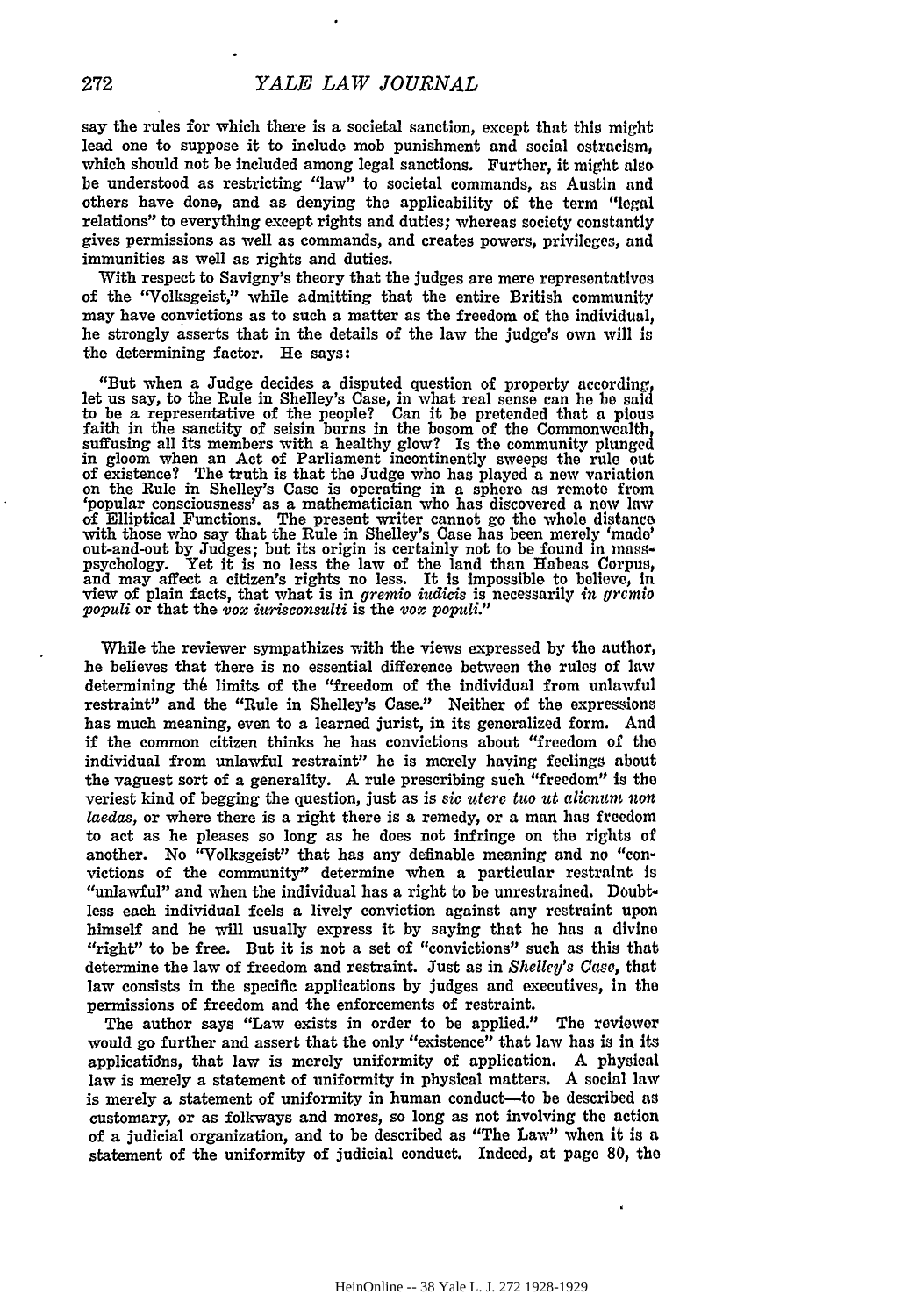say the rules for which there is a societal sanction, except that this might lead one to suppose it to include mob punishment and social ostracism, which should not be included among legal sanctions. Further, it might also be understood as restricting "law" to societal commands, as Austin and others have done, and as denying the applicability of the term "legal relations" to everything except rights and duties; whereas society constantly gives permissions as well as commands, and creates powers, privileges, and immunities as well as rights and duties.

With respect to Savigny's theory that the judges are mere representatives of the "Volksgeist," while admitting that the entire British community may have convictions as to such a matter as the freedom of the individual, he strongly asserts that in the details of the law the judge's own will is the determining factor. He says:

> "But when a Judge decides a disputed question of property according, let us say, to the Rule in Shelley's Case, in what real sense can he be said to be a representative of the people? Can it be pretended that a pious faith in the sanctity of seisin burns in the bosom of the Commonwealth, suffusing all its members with a healthy glow? Is the community plunged in gloom when an Act of Parliament incontinently sweeps the rule out of existence? The truth is that the Judge who has played a new variation on the Rule in Shelley's Case is operating in a sphere as remote from 'popular consciousness' as a mathematician who has discovered a new law of Elliptical Functions. The present writer cannot go the whole distance with those who say that the Rule in Shelley's Case has been merely 'made' out-and-out by Judges; but its origin is certainly not to be found in mass-psychology. Yet it is no less the law of the land than Habeas Corpus, and may affect a citizen's rights no less. It is impossible to believe, in view of plain facts, that what is in *gremio iudicis* is necessarily *in gremio populi* or that the *vox iurisconsulti* is the *vox populi.*"

While the reviewer sympathizes with the views expressed by the author, he believes that there is no essential difference between the rules of law determining the limits of the "freedom of the individual from unlawful restraint" and the "Rule in Shelley's Case." Neither of the expressions has much meaning, even to a learned jurist, in its generalized form. And if the common citizen thinks he has convictions about "freedom of the individual from unlawful restraint" he is merely having feelings about the vaguest sort of a generality. A rule prescribing such "freedom" is the veriest kind of begging the question, just as is *sic utere tuo ut alienum non laedas*, or where there is a right there is a remedy, or a man has freedom to act as he pleases so long as he does not infringe on the rights of another. No "Volksgeist" that has any definable meaning and no "convictions of the community" determine when a particular restraint is "unlawful" and when the individual has a right to be unrestrained. Doubtless each individual feels a lively conviction against any restraint upon himself and he will usually express it by saying that he has a divine "right" to be free. But it is not a set of "convictions" such as this that determine the law of freedom and restraint. Just as in *Shelley's Case*, that law consists in the specific applications by judges and executives, in the permissions of freedom and the enforcements of restraint.

The author says "Law exists in order to be applied." The reviewer would go further and assert that the only "existence" that law has is in its applications, that law is merely uniformity of application. A physical law is merely a statement of uniformity in physical matters. A social law is merely a statement of uniformity in human conduct—to be described as customary, or as folkways and mores, so long as not involving the action of a judicial organization, and to be described as "The Law" when it is a statement of the uniformity of judicial conduct. Indeed, at page 80, the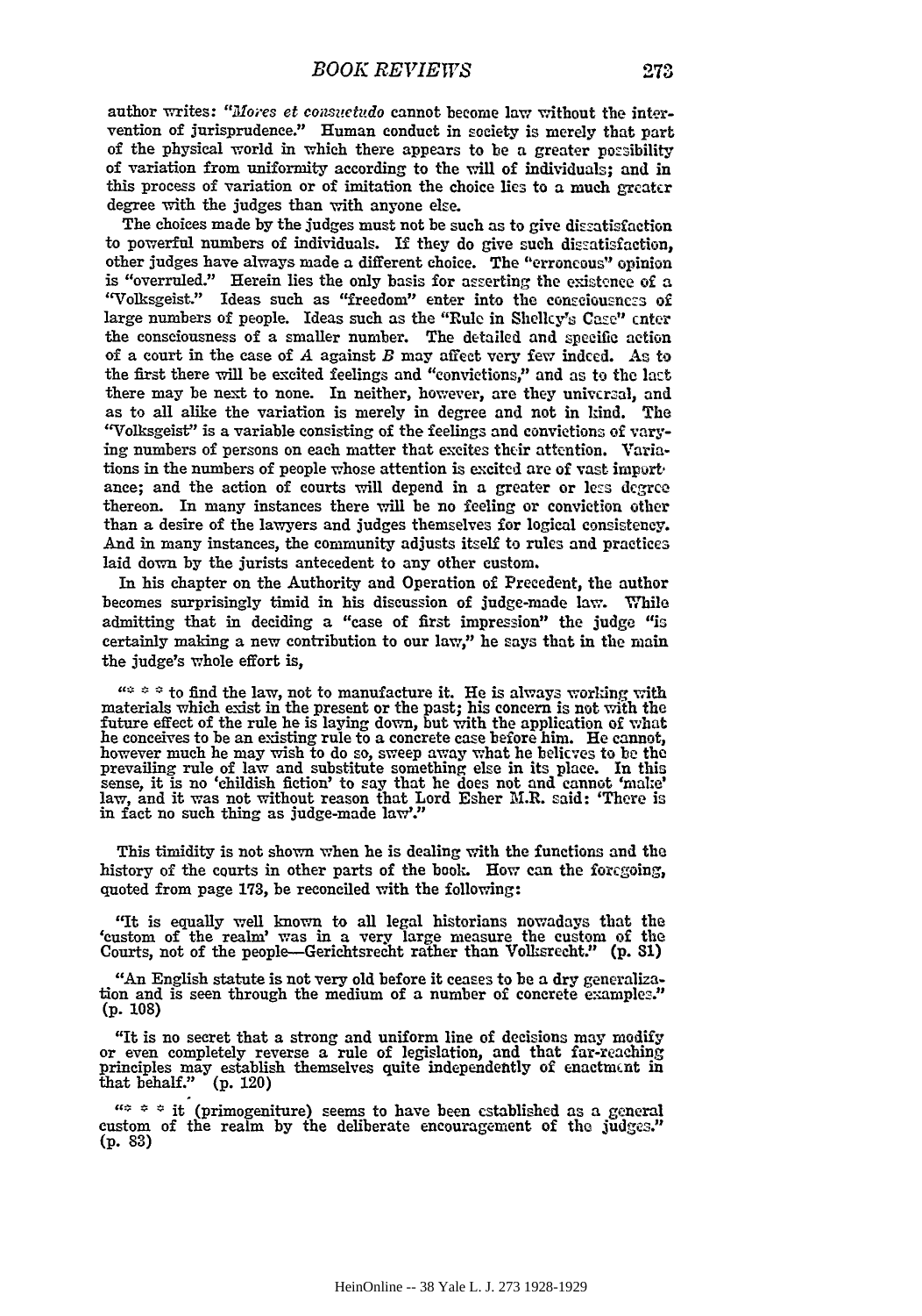author writes: "*Mores et consuetudo* cannot become law without the intervention of jurisprudence." Human conduct in society is merely that part of the physical world in which there appears to be a greater possibility of variation from uniformity according to the will of individuals; and in this process of variation or of imitation the choice lies to a much greater degree with the judges than with anyone else.

The choices made by the judges must not be such as to give dissatisfaction to powerful numbers of individuals. If they do give such dissatisfaction, other judges have always made a different choice. The "erroneous" opinion is "overruled." Herein lies the only basis for asserting the existence of a "Volksgeist." Ideas such as "freedom" enter into the consciousness of large numbers of people. Ideas such as the "Rule in Shelley's Case" enter the consciousness of a smaller number. The detailed and specific action of a court in the case of *A* against *B* may affect very few indeed. As to the first there will be excited feelings and "convictions," and as to the last there may be next to none. In neither, however, are they universal, and as to all alike the variation is merely in degree and not in kind. The "Volksgeist" is a variable consisting of the feelings and convictions of varying numbers of persons on each matter that excites their attention. Variations in the numbers of people whose attention is excited are of vast importance; and the action of courts will depend in a greater or less degree thereon. In many instances there will be no feeling or conviction other than a desire of the lawyers and judges themselves for logical consistency. And in many instances, the community adjusts itself to rules and practices laid down by the jurists antecedent to any other custom.

In his chapter on the Authority and Operation of Precedent, the author becomes surprisingly timid in his discussion of judge-made law. While admitting that in deciding a "case of first impression" the judge "is certainly making a new contribution to our law," he says that in the main the judge's whole effort is,

> "* * * to find the law, not to manufacture it. He is always working with materials which exist in the present or the past; his concern is not with the future effect of the rule he is laying down, but with the application of what he conceives to be an existing rule to a concrete case before him. He cannot, however much he may wish to do so, sweep away what he believes to be the prevailing rule of law and substitute something else in its place. In this sense, it is no 'childish fiction' to say that he does not and cannot 'make' law, and it was not without reason that Lord Esher M.R. said: 'There is in fact no such thing as judge-made law'."

This timidity is not shown when he is dealing with the functions and the history of the courts in other parts of the book. How can the foregoing, quoted from page 173, be reconciled with the following:

> "It is equally well known to all legal historians nowadays that the 'custom of the realm' was in a very large measure the custom of the Courts, not of the people—Gerichtsrecht rather than Volksrecht." (p. 81)

> "An English statute is not very old before it ceases to be a dry generalization and is seen through the medium of a number of concrete examples." (p. 108)

> "It is no secret that a strong and uniform line of decisions may modify or even completely reverse a rule of legislation, and that far-reaching principles may establish themselves quite independently of enactment in that behalf." (p. 120)

> "* * * it (primogeniture) seems to have been established as a general custom of the realm by the deliberate encouragement of the judges." (p. 83)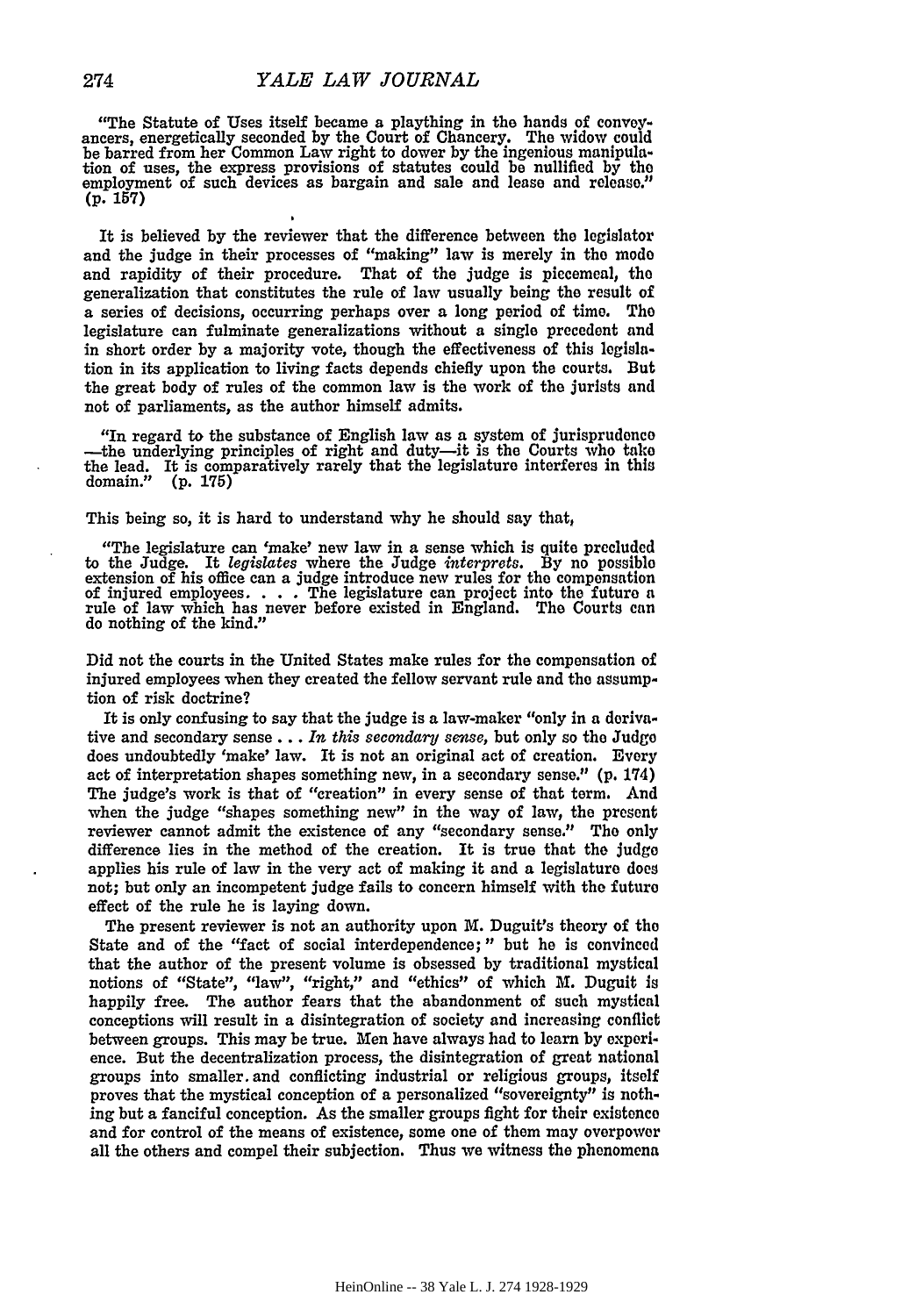"The Statute of Uses itself became a plaything in the hands of conveyancers, energetically seconded by the Court of Chancery. The widow could be barred from her Common Law right to dower by the ingenious manipulation of uses, the express provisions of statutes could be nullified by the employment of such devices as bargain and sale and lease and release." (p. 157)

It is believed by the reviewer that the difference between the legislator and the judge in their processes of "making" law is merely in the mode and rapidity of their procedure. That of the judge is piecemeal, the generalization that constitutes the rule of law usually being the result of a series of decisions, occurring perhaps over a long period of time. The legislature can fulminate generalizations without a single precedent and in short order by a majority vote, though the effectiveness of this legislation in its application to living facts depends chiefly upon the courts. But the great body of rules of the common law is the work of the jurists and not of parliaments, as the author himself admits.

"In regard to the substance of English law as a system of jurisprudence —the underlying principles of right and duty—it is the Courts who take the lead. It is comparatively rarely that the legislature interferes in this domain." (p. 175)

This being so, it is hard to understand why he should say that,

"The legislature can 'make' new law in a sense which is quite precluded to the Judge. It *legislates* where the Judge *interprets*. By no possible extension of his office can a judge introduce new rules for the compensation of injured employees. . . . The legislature can project into the future a rule of law which has never before existed in England. The Courts can do nothing of the kind."

Did not the courts in the United States make rules for the compensation of injured employees when they created the fellow servant rule and the assumption of risk doctrine?

It is only confusing to say that the judge is a law-maker "only in a derivative and secondary sense . . . *In this secondary sense*, but only so the Judge does undoubtedly 'make' law. It is not an original act of creation. Every act of interpretation shapes something new, in a secondary sense." (p. 174) The judge's work is that of "creation" in every sense of that term. And when the judge "shapes something new" in the way of law, the present reviewer cannot admit the existence of any "secondary sense." The only difference lies in the method of the creation. It is true that the judge applies his rule of law in the very act of making it and a legislature does not; but only an incompetent judge fails to concern himself with the future effect of the rule he is laying down.

The present reviewer is not an authority upon M. Duguit's theory of the State and of the "fact of social interdependence;" but he is convinced that the author of the present volume is obsessed by traditional mystical notions of "State", "law", "right," and "ethics" of which M. Duguit is happily free. The author fears that the abandonment of such mystical conceptions will result in a disintegration of society and increasing conflict between groups. This may be true. Men have always had to learn by experience. But the decentralization process, the disintegration of great national groups into smaller and conflicting industrial or religious groups, itself proves that the mystical conception of a personalized "sovereignty" is nothing but a fanciful conception. As the smaller groups fight for their existence and for control of the means of existence, some one of them may overpower all the others and compel their subjection. Thus we witness the phenomena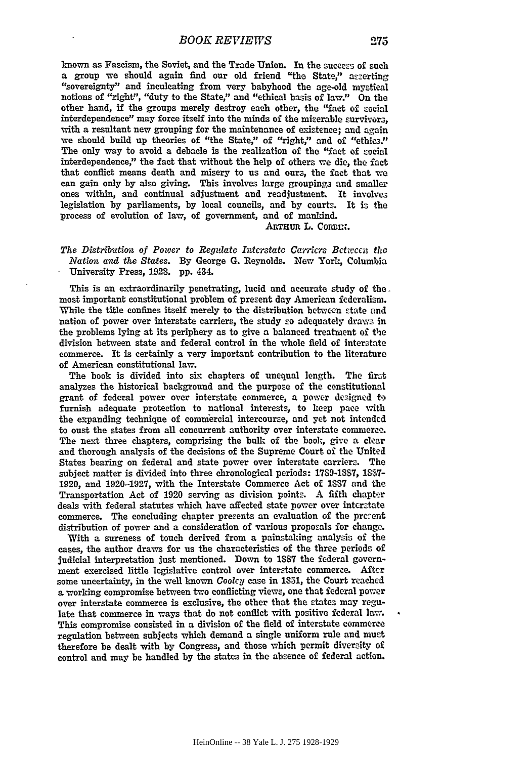known as Fascism, the Soviet, and the Trade Union. In the success of such a group we should again find our old friend "the State," asserting "sovereignty" and inculcating from very babyhood the age-old mystical notions of "right", "duty to the State," and "ethical basis of law." On the other hand, if the groups merely destroy each other, the "fact of social interdependence" may force itself into the minds of the miserable survivors, with a resultant new grouping for the maintenance of existence; and again we should build up theories of "the State," of "right," and of "ethics." The only way to avoid a debacle is the realization of the "fact of social interdependence," the fact that without the help of others we die, the fact that conflict means death and misery to us and ours, the fact that we can gain only by also giving. This involves large groupings and smaller ones within, and continual adjustment and readjustment. It involves legislation by parliaments, by local councils, and by courts. It is the process of evolution of law, of government, and of mankind.

ARTHUR L. CORBIN.

*The Distribution of Power to Regulate Interstate Carriers Between the Nation and the States.* By George G. Reynolds. New York, Columbia University Press, 1928. pp. 434.

This is an extraordinarily penetrating, lucid and accurate study of the most important constitutional problem of present day American federalism. While the title confines itself merely to the distribution between state and nation of power over interstate carriers, the study so adequately draws in the problems lying at its periphery as to give a balanced treatment of the division between state and federal control in the whole field of interstate commerce. It is certainly a very important contribution to the literature of American constitutional law.

The book is divided into six chapters of unequal length. The first analyzes the historical background and the purpose of the constitutional grant of federal power over interstate commerce, a power designed to furnish adequate protection to national interests, to keep pace with the expanding technique of commercial intercourse, and yet not intended to oust the states from all concurrent authority over interstate commerce. The next three chapters, comprising the bulk of the book, give a clear and thorough analysis of the decisions of the Supreme Court of the United States bearing on federal and state power over interstate carriers. The subject matter is divided into three chronological periods: 1789-1887, 1887-1920, and 1920-1927, with the Interstate Commerce Act of 1887 and the Transportation Act of 1920 serving as division points. A fifth chapter deals with federal statutes which have affected state power over interstate commerce. The concluding chapter presents an evaluation of the present distribution of power and a consideration of various proposals for change.

With a sureness of touch derived from a painstaking analysis of the cases, the author draws for us the characteristics of the three periods of judicial interpretation just mentioned. Down to 1887 the federal government exercised little legislative control over interstate commerce. After some uncertainty, in the well known *Cooley* case in 1851, the Court reached a working compromise between two conflicting views, one that federal power over interstate commerce is exclusive, the other that the states may regulate that commerce in ways that do not conflict with positive federal law. This compromise consisted in a division of the field of interstate commerce regulation between subjects which demand a single uniform rule and must therefore be dealt with by Congress, and those which permit diversity of control and may be handled by the states in the absence of federal action.